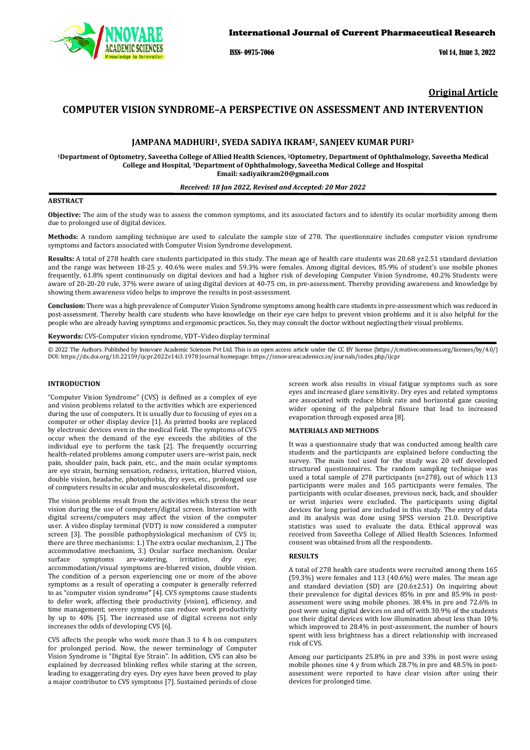**Original Article**

# COMPUTER VISION SYNDROME–A PERSPECTIVE ON ASSESSMENT AND INTERVENTION

**JAMPANA MADHURI[1], SYEDA SADIYA IKRAM[2], SANJEEV KUMAR PURI[3]**

**[1]Department of Optometry, Saveetha College of Allied Health Sciences, [2]Optometry, Department of Ophthalmology, Saveetha Medical College and Hospital, [3]Department of Ophthalmology, Saveetha Medical College and Hospital**
**Email: sadiyaikram20@gmail.com**

***Received: 18 Jan 2022, Revised and Accepted: 20 Mar 2022***

## ABSTRACT

**Objective:** The aim of the study was to assess the common symptoms, and its associated factors and to identify its ocular morbidity among them due to prolonged use of digital devices.

**Methods:** A random sampling technique are used to calculate the sample size of 278. The questionnaire includes computer vision syndrome symptoms and factors associated with Computer Vision Syndrome development.

**Results:** A total of 278 health care students participated in this study. The mean age of health care students was 20.68 y±2.51 standard deviation and the range was between 18-25 y. 40.6% were males and 59.3% were females. Among digital devices, 85.9% of student's use mobile phones frequently, 61.8% spent continuously on digital devices and had a higher risk of developing Computer Vision Syndrome, 40.2% Students were aware of 20-20-20 rule, 37% were aware of using digital devices at 40-75 cm, in pre-assessment. Thereby providing awareness and knowledge by showing them awareness video helps to improve the results in post-assessment.

**Conclusion:** There was a high prevalence of Computer Vision Syndrome symptoms among health care students in pre-assessment which was reduced in post-assessment. Thereby health care students who have knowledge on their eye care helps to prevent vision problems and it is also helpful for the people who are already having symptoms and ergonomic practices. So, they may consult the doctor without neglecting their visual problems.

**Keywords:** CVS-Computer vision syndrome, VDT–Video display terminal

© 2022 The Authors. Published by Innovare Academic Sciences Pvt Ltd. This is an open access article under the CC BY license (https://creativecommons.org/licenses/by/4.0/) DOI: https://dx.doi.org/10.22159/ijcpr.2022v14i3.1978 Journal homepage: https://innovareacademics.in/journals/index.php/ijcpr

## INTRODUCTION

"Computer Vision Syndrome" (CVS) is defined as a complex of eye and vision problems related to the activities which are experienced during the use of computers. It is usually due to focusing of eyes on a computer or other display device [1]. As printed books are replaced by electronic devices even in the medical field. The symptoms of CVS occur when the demand of the eye exceeds the abilities of the individual eye to perform the task [2]. The frequently occurring health-related problems among computer users are–wrist pain, neck pain, shoulder pain, back pain, etc., and the main ocular symptoms are eye strain, burning sensation, redness, irritation, blurred vision, double vision, headache, photophobia, dry eyes, etc., prolonged use of computers results in ocular and musculoskeletal discomfort**.**

The vision problems result from the activities which stress the near vision during the use of computers/digital screen. Interaction with digital screens/computers may affect the vision of the computer user. A video display terminal (VDT) is now considered a computer screen [3]. The possible pathophysiological mechanism of CVS is; there are three mechanisms: 1.) The extra ocular mechanism, 2.) The accommodative mechanism, 3.) Ocular surface mechanism. Ocular surface symptoms are-watering, irritation, dry eye; accommodation/visual symptoms are-blurred vision, double vision. The condition of a person experiencing one or more of the above symptoms as a result of operating a computer is generally referred to as "computer vision syndrome**"** [4]. CVS symptoms cause students to defer work, affecting their productivity (vision), efficiency, and time management; severe symptoms can reduce work productivity by up to 40% [5]. The increased use of digital screens not only increases the odds of developing CVS [6].

CVS affects the people who work more than 3 to 4 h on computers for prolonged period. Now, the newer terminology of Computer Vision Syndrome is "Digital Eye Strain". In addition, CVS can also be explained by decreased blinking reflex while staring at the screen, leading to exaggerating dry eyes. Dry eyes have been proved to play a major contributor to CVS symptoms [7]. Sustained periods of close screen work also results in visual fatigue symptoms such as sore eyes and increased glare sensitivity. Dry eyes and related symptoms are associated with reduce blink rate and horizontal gaze causing wider opening of the palpebral fissure that lead to increased evaporation through exposed area [8].

## MATERIALS AND METHODS

It was a questionnaire study that was conducted among health care students and the participants are explained before conducting the survey. The main tool used for the study was 20 self developed structured questionnaires. The random sampling technique was used a total sample of 278 participants (n=278), out of which 113 participants were males and 165 participants were females. The participants with ocular diseases, previous neck, back, and shoulder or wrist injuries were excluded. The participants using digital devices for long period are included in this study. The entry of data and its analysis was done using SPSS version 21.0. Descriptive statistics was used to evaluate the data. Ethical approval was received from Saveetha College of Allied Health Sciences. Informed consent was obtained from all the respondents.

## RESULTS

A total of 278 health care students were recruited among them 165 (59.3%) were females and 113 (40.6%) were males. The mean age and standard deviation (SD) are (20.6±2.51) On inquiring about their prevalence for digital devices 85% in pre and 85.9% in post-assessment were using mobile phones. 38.4% in pre and 72.6% in post were using digital devices on and off with 30.9% of the students use their digital devices with low illumination about less than 10% which improved to 28.4% in post-assessment, the number of hours spent with less brightness has a direct relationship with increased risk of CVS.

Among our participants 25.8% in pre and 33% in post were using mobile phones sine 4 y from which 28.7% in pre and 48.5% in post-assessment were reported to have clear vision after using their devices for prolonged time.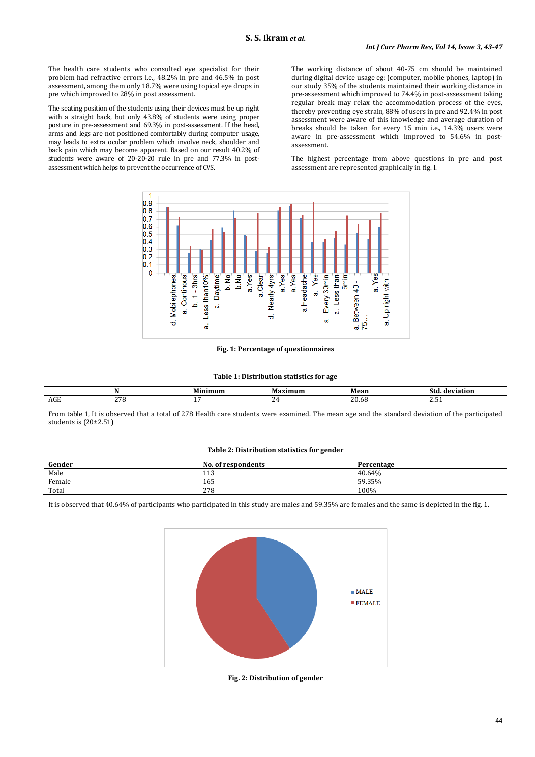The health care students who consulted eye specialist for their problem had refractive errors i.e., 48.2% in pre and 46.5% in post assessment, among them only 18.7% were using topical eye drops in pre which improved to 28% in post assessment.

The seating position of the students using their devices must be up right with a straight back, but only 43.8% of students were using proper posture in pre-assessment and 69.3% in post-assessment. If the head, arms and legs are not positioned comfortably during computer usage, may leads to extra ocular problem which involve neck, shoulder and back pain which may become apparent. Based on our result 40.2% of students were aware of 20-20-20 rule in pre and 77.3% in post-assessment which helps to prevent the occurrence of CVS.

The working distance of about 40-75 cm should be maintained during digital device usage eg: (computer, mobile phones, laptop) in our study 35% of the students maintained their working distance in pre-assessment which improved to 74.4% in post-assessment taking regular break may relax the accommodation process of the eyes, thereby preventing eye strain, 88% of users in pre and 92.4% in post assessment were aware of this knowledge and average duration of breaks should be taken for every 15 min i.e., 14.3% users were aware in pre-assessment which improved to 54.6% in post-assessment.

The highest percentage from above questions in pre and post assessment are represented graphically in fig. I.

**Fig. 1: Percentage of questionnaires**

**Table 1: Distribution statistics for age**

| | N | Minimum | Maximum | Mean | Std. deviation |
|---|---|---|---|---|---|
| AGE | 278 | 17 | 24 | 20.68 | 2.51 |

From table 1, It is observed that a total of 278 Health care students were examined. The mean age and the standard deviation of the participated students is (20±2.51)

**Table 2: Distribution statistics for gender**

| Gender | No. of respondents | Percentage |
|---|---|---|
| Male | 113 | 40.64% |
| Female | 165 | 59.35% |
| Total | 278 | 100% |

It is observed that 40.64% of participants who participated in this study are males and 59.35% are females and the same is depicted in the fig. 1.

**Fig. 2: Distribution of gender**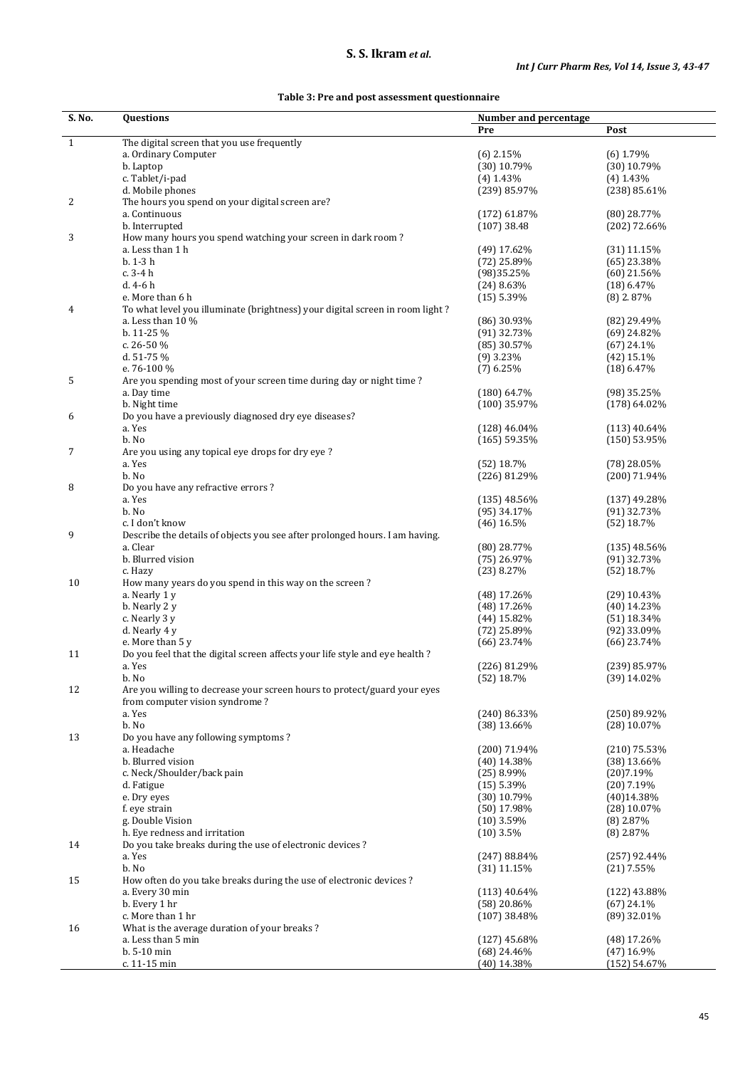**Table 3: Pre and post assessment questionnaire**

| S. No. | Questions | Number and percentage | |
|---|---|---|---|
| | | Pre | Post |
| 1 | The digital screen that you use frequently | | |
| | a. Ordinary Computer | (6) 2.15% | (6) 1.79% |
| | b. Laptop | (30) 10.79% | (30) 10.79% |
| | c. Tablet/i-pad | (4) 1.43% | (4) 1.43% |
| | d. Mobile phones | (239) 85.97% | (238) 85.61% |
| 2 | The hours you spend on your digital screen are? | | |
| | a. Continuous | (172) 61.87% | (80) 28.77% |
| | b. Interrupted | (107) 38.48 | (202) 72.66% |
| 3 | How many hours you spend watching your screen in dark room ? | | |
| | a. Less than 1 h | (49) 17.62% | (31) 11.15% |
| | b. 1-3 h | (72) 25.89% | (65) 23.38% |
| | c. 3-4 h | (98)35.25% | (60) 21.56% |
| | d. 4-6 h | (24) 8.63% | (18) 6.47% |
| | e. More than 6 h | (15) 5.39% | (8) 2. 87% |
| 4 | To what level you illuminate (brightness) your digital screen in room light ? | | |
| | a. Less than 10 % | (86) 30.93% | (82) 29.49% |
| | b. 11-25 % | (91) 32.73% | (69) 24.82% |
| | c. 26-50 % | (85) 30.57% | (67) 24.1% |
| | d. 51-75 % | (9) 3.23% | (42) 15.1% |
| | e. 76-100 % | (7) 6.25% | (18) 6.47% |
| 5 | Are you spending most of your screen time during day or night time ? | | |
| | a. Day time | (180) 64.7% | (98) 35.25% |
| | b. Night time | (100) 35.97% | (178) 64.02% |
| 6 | Do you have a previously diagnosed dry eye diseases? | | |
| | a. Yes | (128) 46.04% | (113) 40.64% |
| | b. No | (165) 59.35% | (150) 53.95% |
| 7 | Are you using any topical eye drops for dry eye ? | | |
| | a. Yes | (52) 18.7% | (78) 28.05% |
| | b. No | (226) 81.29% | (200) 71.94% |
| 8 | Do you have any refractive errors ? | | |
| | a. Yes | (135) 48.56% | (137) 49.28% |
| | b. No | (95) 34.17% | (91) 32.73% |
| | c. I don't know | (46) 16.5% | (52) 18.7% |
| 9 | Describe the details of objects you see after prolonged hours. I am having. | | |
| | a. Clear | (80) 28.77% | (135) 48.56% |
| | b. Blurred vision | (75) 26.97% | (91) 32.73% |
| | c. Hazy | (23) 8.27% | (52) 18.7% |
| 10 | How many years do you spend in this way on the screen ? | | |
| | a. Nearly 1 y | (48) 17.26% | (29) 10.43% |
| | b. Nearly 2 y | (48) 17.26% | (40) 14.23% |
| | c. Nearly 3 y | (44) 15.82% | (51) 18.34% |
| | d. Nearly 4 y | (72) 25.89% | (92) 33.09% |
| | e. More than 5 y | (66) 23.74% | (66) 23.74% |
| 11 | Do you feel that the digital screen affects your life style and eye health ? | | |
| | a. Yes | (226) 81.29% | (239) 85.97% |
| | b. No | (52) 18.7% | (39) 14.02% |
| 12 | Are you willing to decrease your screen hours to protect/guard your eyes from computer vision syndrome ? | | |
| | a. Yes | (240) 86.33% | (250) 89.92% |
| | b. No | (38) 13.66% | (28) 10.07% |
| 13 | Do you have any following symptoms ? | | |
| | a. Headache | (200) 71.94% | (210) 75.53% |
| | b. Blurred vision | (40) 14.38% | (38) 13.66% |
| | c. Neck/Shoulder/back pain | (25) 8.99% | (20)7.19% |
| | d. Fatigue | (15) 5.39% | (20) 7.19% |
| | e. Dry eyes | (30) 10.79% | (40)14.38% |
| | f. eye strain | (50) 17.98% | (28) 10.07% |
| | g. Double Vision | (10) 3.59% | (8) 2.87% |
| | h. Eye redness and irritation | (10) 3.5% | (8) 2.87% |
| 14 | Do you take breaks during the use of electronic devices ? | | |
| | a. Yes | (247) 88.84% | (257) 92.44% |
| | b. No | (31) 11.15% | (21) 7.55% |
| 15 | How often do you take breaks during the use of electronic devices ? | | |
| | a. Every 30 min | (113) 40.64% | (122) 43.88% |
| | b. Every 1 hr | (58) 20.86% | (67) 24.1% |
| | c. More than 1 hr | (107) 38.48% | (89) 32.01% |
| 16 | What is the average duration of your breaks ? | | |
| | a. Less than 5 min | (127) 45.68% | (48) 17.26% |
| | b. 5-10 min | (68) 24.46% | (47) 16.9% |
| | c. 11-15 min | (40) 14.38% | (152) 54.67% |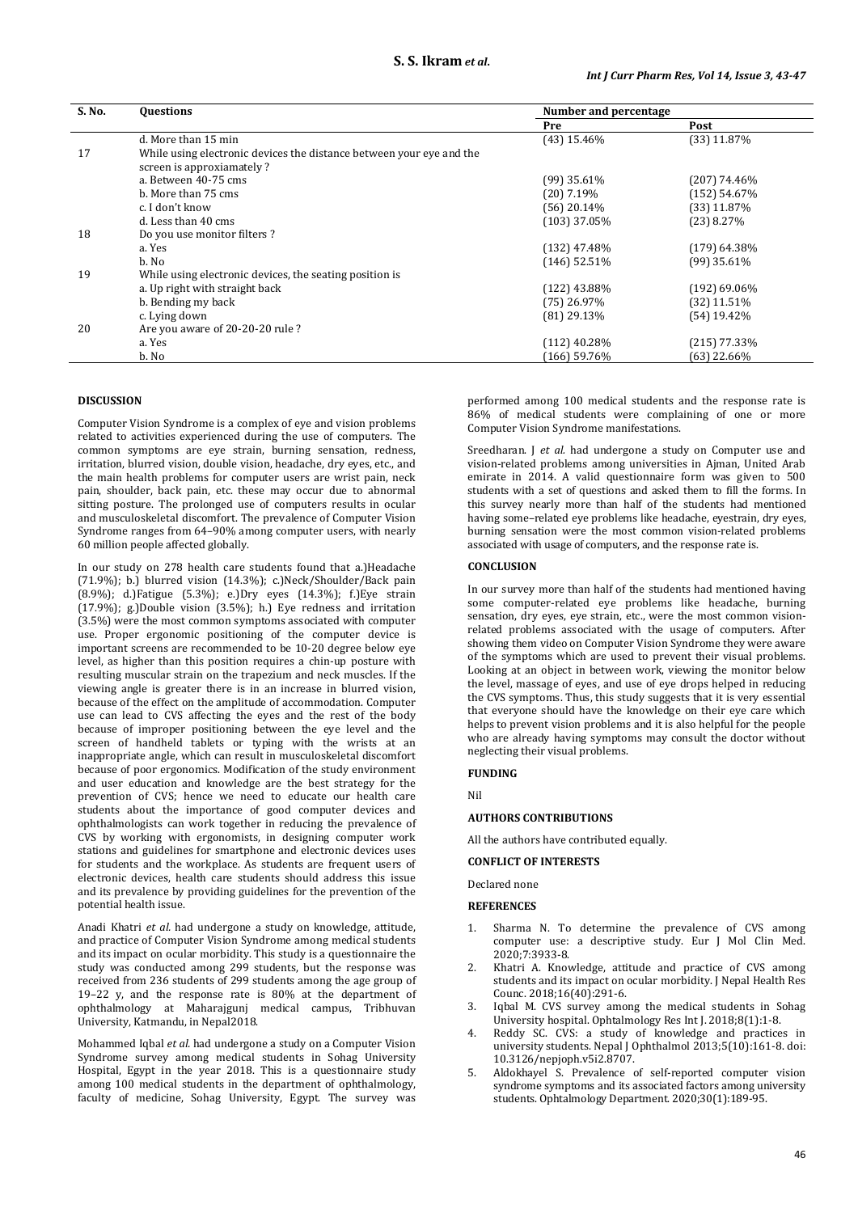| S. No. | Questions | Number and percentage | |
|---|---|---|---|
| | | Pre | Post |
| | d. More than 15 min | (43) 15.46% | (33) 11.87% |
| 17 | While using electronic devices the distance between your eye and the screen is approxiamately ? | | |
| | a. Between 40-75 cms | (99) 35.61% | (207) 74.46% |
| | b. More than 75 cms | (20) 7.19% | (152) 54.67% |
| | c. I don't know | (56) 20.14% | (33) 11.87% |
| | d. Less than 40 cms | (103) 37.05% | (23) 8.27% |
| 18 | Do you use monitor filters ? | | |
| | a. Yes | (132) 47.48% | (179) 64.38% |
| | b. No | (146) 52.51% | (99) 35.61% |
| 19 | While using electronic devices, the seating position is | | |
| | a. Up right with straight back | (122) 43.88% | (192) 69.06% |
| | b. Bending my back | (75) 26.97% | (32) 11.51% |
| | c. Lying down | (81) 29.13% | (54) 19.42% |
| 20 | Are you aware of 20-20-20 rule ? | | |
| | a. Yes | (112) 40.28% | (215) 77.33% |
| | b. No | (166) 59.76% | (63) 22.66% |

## DISCUSSION

Computer Vision Syndrome is a complex of eye and vision problems related to activities experienced during the use of computers. The common symptoms are eye strain, burning sensation, redness, irritation, blurred vision, double vision, headache, dry eyes, etc., and the main health problems for computer users are wrist pain, neck pain, shoulder, back pain, etc. these may occur due to abnormal sitting posture. The prolonged use of computers results in ocular and musculoskeletal discomfort. The prevalence of Computer Vision Syndrome ranges from 64–90% among computer users, with nearly 60 million people affected globally.

In our study on 278 health care students found that a.)Headache (71.9%); b.) blurred vision (14.3%); c.)Neck/Shoulder/Back pain (8.9%); d.)Fatigue (5.3%); e.)Dry eyes (14.3%); f.)Eye strain (17.9%); g.)Double vision (3.5%); h.) Eye redness and irritation (3.5%) were the most common symptoms associated with computer use. Proper ergonomic positioning of the computer device is important screens are recommended to be 10-20 degree below eye level, as higher than this position requires a chin-up posture with resulting muscular strain on the trapezium and neck muscles. If the viewing angle is greater there is in an increase in blurred vision, because of the effect on the amplitude of accommodation. Computer use can lead to CVS affecting the eyes and the rest of the body because of improper positioning between the eye level and the screen of handheld tablets or typing with the wrists at an inappropriate angle, which can result in musculoskeletal discomfort because of poor ergonomics. Modification of the study environment and user education and knowledge are the best strategy for the prevention of CVS; hence we need to educate our health care students about the importance of good computer devices and ophthalmologists can work together in reducing the prevalence of CVS by working with ergonomists, in designing computer work stations and guidelines for smartphone and electronic devices uses for students and the workplace. As students are frequent users of electronic devices, health care students should address this issue and its prevalence by providing guidelines for the prevention of the potential health issue.

Anadi Khatri *et al.* had undergone a study on knowledge, attitude, and practice of Computer Vision Syndrome among medical students and its impact on ocular morbidity. This study is a questionnaire the study was conducted among 299 students, but the response was received from 236 students of 299 students among the age group of 19–22 y, and the response rate is 80% at the department of ophthalmology at Maharajgunj medical campus, Tribhuvan University, Katmandu, in Nepal2018.

Mohammed Iqbal *et al.* had undergone a study on a Computer Vision Syndrome survey among medical students in Sohag University Hospital, Egypt in the year 2018. This is a questionnaire study among 100 medical students in the department of ophthalmology, faculty of medicine, Sohag University, Egypt. The survey was performed among 100 medical students and the response rate is 86% of medical students were complaining of one or more Computer Vision Syndrome manifestations.

Sreedharan. J *et al.* had undergone a study on Computer use and vision-related problems among universities in Ajman, United Arab emirate in 2014. A valid questionnaire form was given to 500 students with a set of questions and asked them to fill the forms. In this survey nearly more than half of the students had mentioned having some–related eye problems like headache, eyestrain, dry eyes, burning sensation were the most common vision-related problems associated with usage of computers, and the response rate is.

## CONCLUSION

In our survey more than half of the students had mentioned having some computer-related eye problems like headache, burning sensation, dry eyes, eye strain, etc., were the most common vision-related problems associated with the usage of computers. After showing them video on Computer Vision Syndrome they were aware of the symptoms which are used to prevent their visual problems. Looking at an object in between work, viewing the monitor below the level, massage of eyes, and use of eye drops helped in reducing the CVS symptoms. Thus, this study suggests that it is very essential that everyone should have the knowledge on their eye care which helps to prevent vision problems and it is also helpful for the people who are already having symptoms may consult the doctor without neglecting their visual problems.

## FUNDING

Nil

## AUTHORS CONTRIBUTIONS

All the authors have contributed equally.

## CONFLICT OF INTERESTS

Declared none

## REFERENCES

1. Sharma N. To determine the prevalence of CVS among computer use: a descriptive study. Eur J Mol Clin Med. 2020;7:3933-8.
2. Khatri A. Knowledge, attitude and practice of CVS among students and its impact on ocular morbidity. J Nepal Health Res Counc. 2018;16(40):291-6.
3. Iqbal M. CVS survey among the medical students in Sohag University hospital. Ophtalmology Res Int J. 2018;8(1):1-8.
4. Reddy SC. CVS: a study of knowledge and practices in university students. Nepal J Ophthalmol 2013;5(10):161-8. doi: 10.3126/nepjoph.v5i2.8707.
5. Aldokhayel S. Prevalence of self-reported computer vision syndrome symptoms and its associated factors among university students. Ophtalmology Department. 2020;30(1):189-95.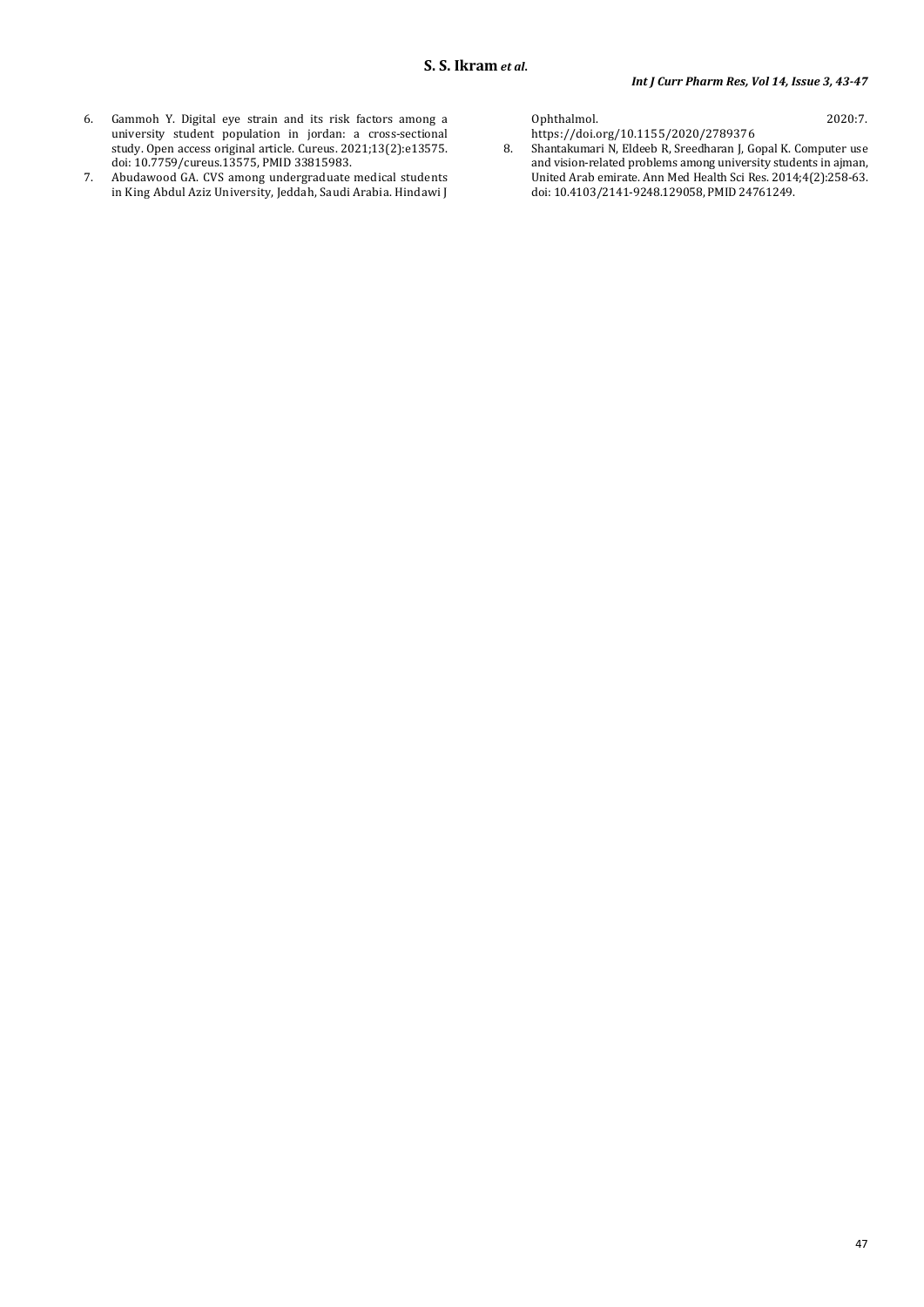6. Gammoh Y. Digital eye strain and its risk factors among a university student population in jordan: a cross-sectional study. Open access original article. Cureus. 2021;13(2):e13575. doi: 10.7759/cureus.13575, PMID 33815983.
7. Abudawood GA. CVS among undergraduate medical students in King Abdul Aziz University, Jeddah, Saudi Arabia. Hindawi J Ophthalmol. 2020:7. https://doi.org/10.1155/2020/2789376
8. Shantakumari N, Eldeeb R, Sreedharan J, Gopal K. Computer use and vision-related problems among university students in ajman, United Arab emirate. Ann Med Health Sci Res. 2014;4(2):258-63. doi: 10.4103/2141-9248.129058, PMID 24761249.